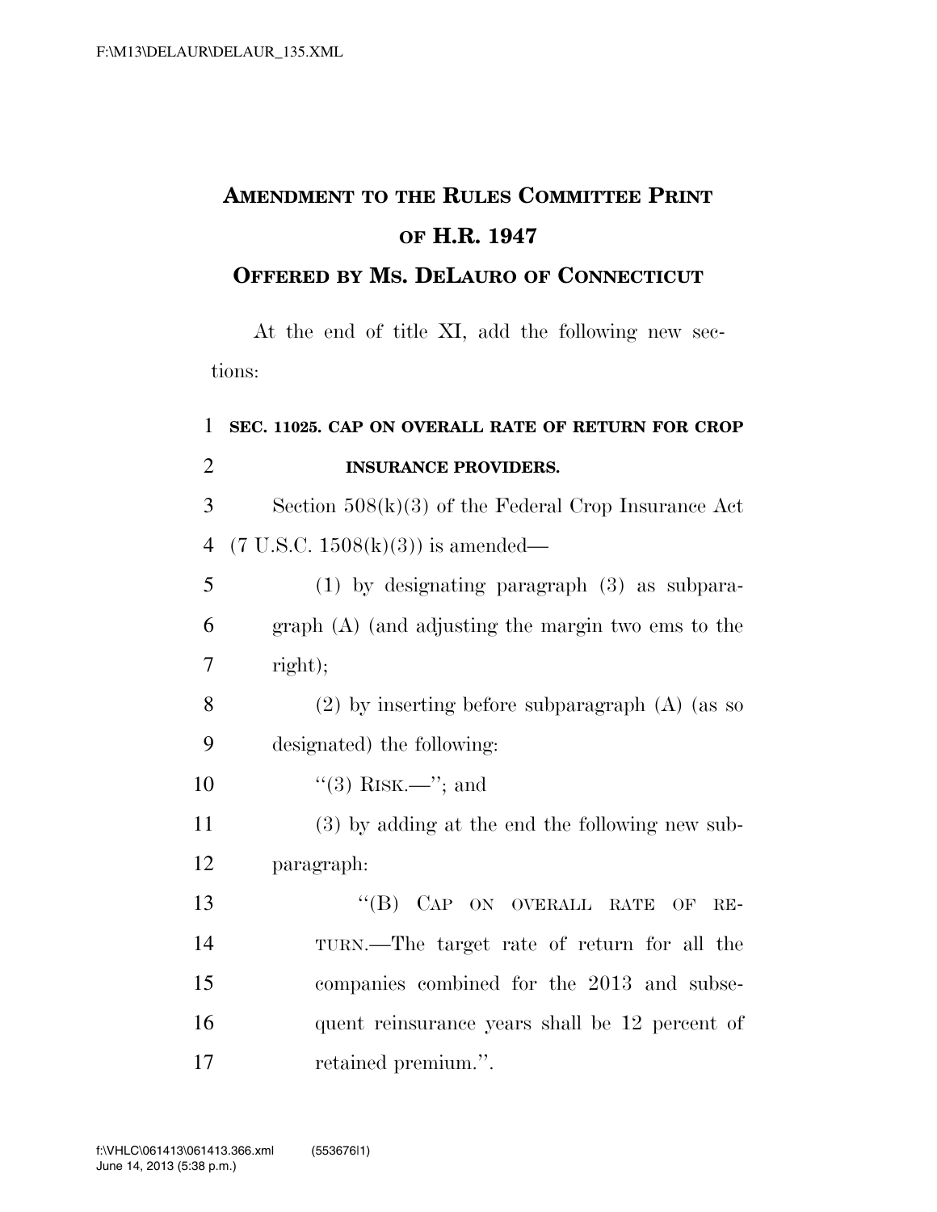# AMENDMENT TO THE RULES COMMITTEE PRINT OF H.R. 1947

## OFFERED BY MS. DELAURO OF CONNECTICUT

At the end of title XI, add the following new sections:

**SEC. 11025. CAP ON OVERALL RATE OF RETURN FOR CROP INSURANCE PROVIDERS.**

Section 508(k)(3) of the Federal Crop Insurance Act (7 U.S.C. 1508(k)(3)) is amended—

(1) by designating paragraph (3) as subparagraph (A) (and adjusting the margin two ems to the right);

(2) by inserting before subparagraph (A) (as so designated) the following:

"(3) RISK.—"; and

(3) by adding at the end the following new subparagraph:

"(B) CAP ON OVERALL RATE OF RETURN.—The target rate of return for all the companies combined for the 2013 and subsequent reinsurance years shall be 12 percent of retained premium.".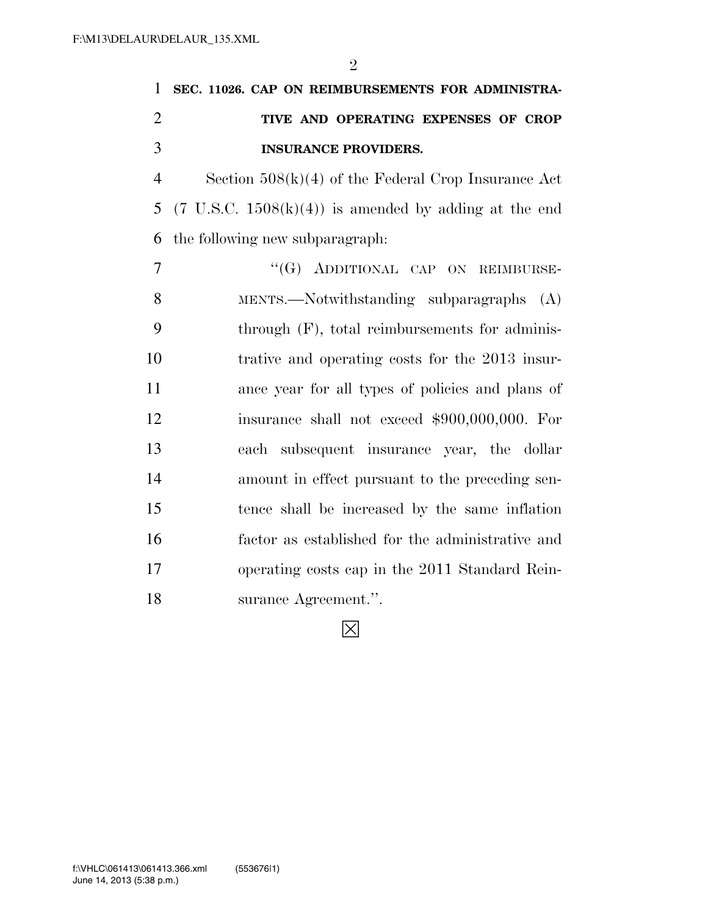**SEC. 11026. CAP ON REIMBURSEMENTS FOR ADMINISTRATIVE AND OPERATING EXPENSES OF CROP INSURANCE PROVIDERS.**

Section 508(k)(4) of the Federal Crop Insurance Act (7 U.S.C. 1508(k)(4)) is amended by adding at the end the following new subparagraph:

"(G) ADDITIONAL CAP ON REIMBURSEMENTS.—Notwithstanding subparagraphs (A) through (F), total reimbursements for administrative and operating costs for the 2013 insurance year for all types of policies and plans of insurance shall not exceed $900,000,000. For each subsequent insurance year, the dollar amount in effect pursuant to the preceding sentence shall be increased by the same inflation factor as established for the administrative and operating costs cap in the 2011 Standard Reinsurance Agreement.".